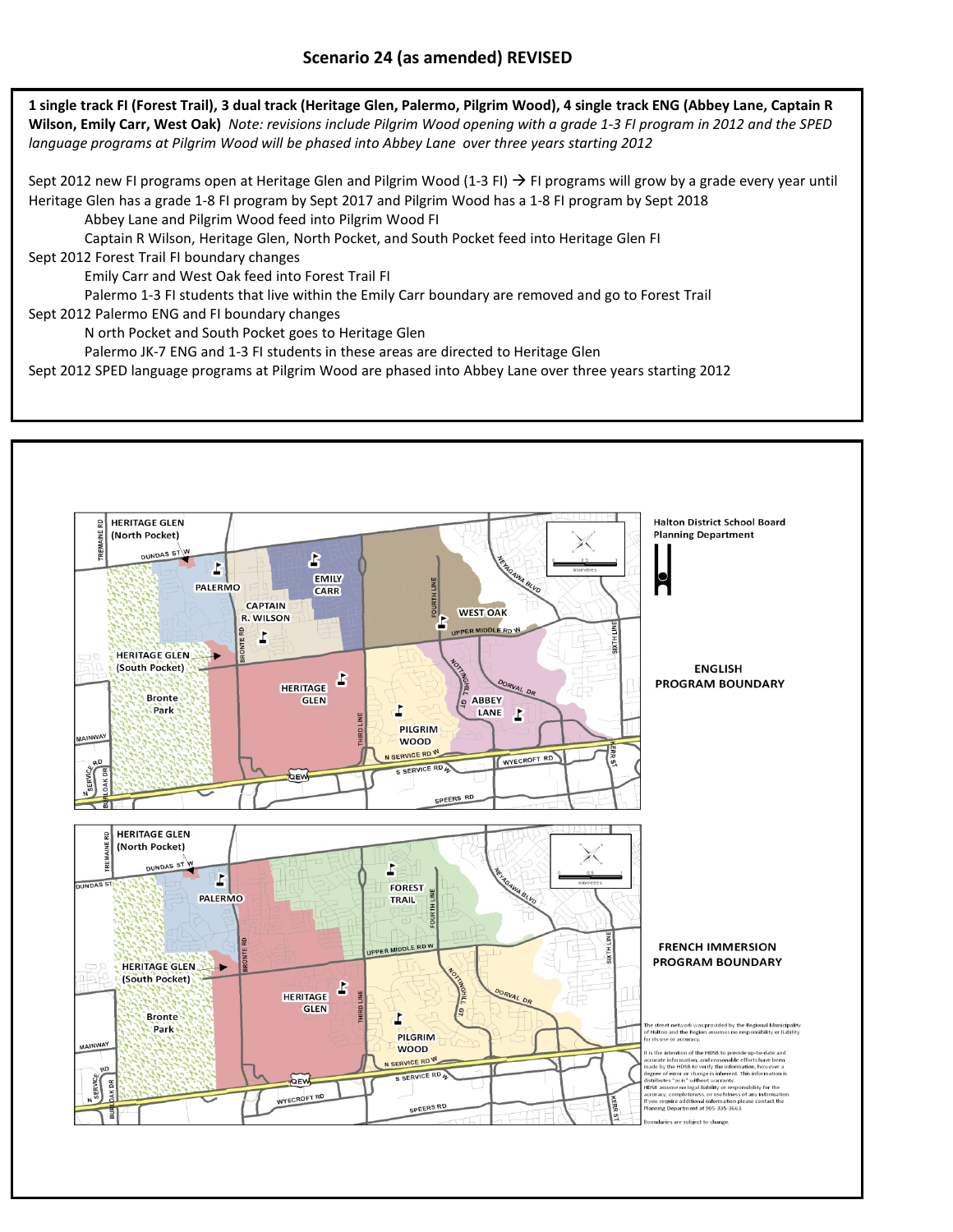## Scenario 24 (as amended) REVISED

**1 single track FI (Forest Trail), 3 dual track (Heritage Glen, Palermo, Pilgrim Wood), 4 single track ENG (Abbey Lane, Captain R Wilson, Emily Carr, West Oak)** *Note: revisions include Pilgrim Wood opening with a grade 1-3 FI program in 2012 and the SPED language programs at Pilgrim Wood will be phased into Abbey Lane over three years starting 2012*

Sept 2012 new FI programs open at Heritage Glen and Pilgrim Wood (1-3 FI) → FI programs will grow by a grade every year until Heritage Glen has a grade 1-8 FI program by Sept 2017 and Pilgrim Wood has a 1-8 FI program by Sept 2018

- Abbey Lane and Pilgrim Wood feed into Pilgrim Wood FI
- Captain R Wilson, Heritage Glen, North Pocket, and South Pocket feed into Heritage Glen FI

Sept 2012 Forest Trail FI boundary changes

- Emily Carr and West Oak feed into Forest Trail FI
- Palermo 1-3 FI students that live within the Emily Carr boundary are removed and go to Forest Trail

Sept 2012 Palermo ENG and FI boundary changes

- N orth Pocket and South Pocket goes to Heritage Glen
- Palermo JK-7 ENG and 1-3 FI students in these areas are directed to Heritage Glen

Sept 2012 SPED language programs at Pilgrim Wood are phased into Abbey Lane over three years starting 2012

Halton District School Board
Planning Department

ENGLISH PROGRAM BOUNDARY

FRENCH IMMERSION PROGRAM BOUNDARY

The street network was provided by the Regional Municipality of Halton and the Region assumes no responsibility or liability for its use or accuracy.

It is the intention of the HDSB to provide up-to-date and accurate information, and reasonable efforts have been made by the HDSB to verify the information, however a degree of error or change is inherent. This information is distributes "as is" without warranty.
HDSB assume no legal liability or responsibility for the accuracy, completeness, or usefulness of any information. If you require additional information please contact the Planning Department at 905-335-3663.

Boundaries are subject to change.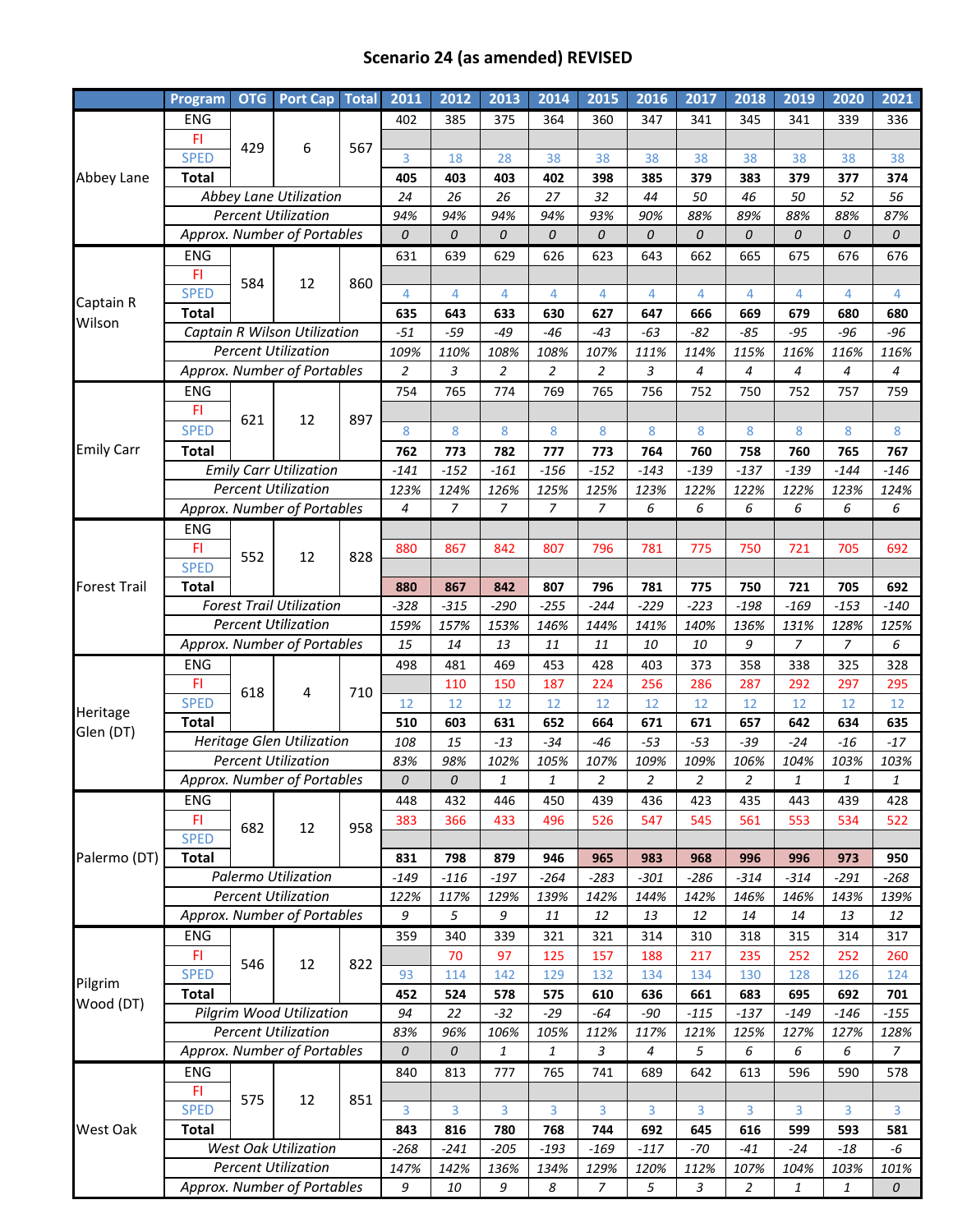# Scenario 24 (as amended) REVISED

| | Program | OTG | Port Cap | Total | 2011 | 2012 | 2013 | 2014 | 2015 | 2016 | 2017 | 2018 | 2019 | 2020 | 2021 |
|---|---|---|---|---|---|---|---|---|---|---|---|---|---|---|---|
| Abbey Lane | ENG | 429 | 6 | 567 | 402 | 385 | 375 | 364 | 360 | 347 | 341 | 345 | 341 | 339 | 336 |
| | FI | | | | | | | | | | | | | | |
| | SPED | | | | 3 | 18 | 28 | 38 | 38 | 38 | 38 | 38 | 38 | 38 | 38 |
| | **Total** | | | | **405** | **403** | **403** | **402** | **398** | **385** | **379** | **383** | **379** | **377** | **374** |
| | *Abbey Lane Utilization* | | | | *24* | *26* | *26* | *27* | *32* | *44* | *50* | *46* | *50* | *52* | *56* |
| | *Percent Utilization* | | | | *94%* | *94%* | *94%* | *94%* | *93%* | *90%* | *88%* | *89%* | *88%* | *88%* | *87%* |
| | *Approx. Number of Portables* | | | | *0* | *0* | *0* | *0* | *0* | *0* | *0* | *0* | *0* | *0* | *0* |
| Captain R Wilson | ENG | 584 | 12 | 860 | 631 | 639 | 629 | 626 | 623 | 643 | 662 | 665 | 675 | 676 | 676 |
| | FI | | | | | | | | | | | | | | |
| | SPED | | | | 4 | 4 | 4 | 4 | 4 | 4 | 4 | 4 | 4 | 4 | 4 |
| | **Total** | | | | **635** | **643** | **633** | **630** | **627** | **647** | **666** | **669** | **679** | **680** | **680** |
| | *Captain R Wilson Utilization* | | | | *-51* | *-59* | *-49* | *-46* | *-43* | *-63* | *-82* | *-85* | *-95* | *-96* | *-96* |
| | *Percent Utilization* | | | | *109%* | *110%* | *108%* | *108%* | *107%* | *111%* | *114%* | *115%* | *116%* | *116%* | *116%* |
| | *Approx. Number of Portables* | | | | *2* | *3* | *2* | *2* | *2* | *3* | *4* | *4* | *4* | *4* | *4* |
| Emily Carr | ENG | 621 | 12 | 897 | 754 | 765 | 774 | 769 | 765 | 756 | 752 | 750 | 752 | 757 | 759 |
| | FI | | | | | | | | | | | | | | |
| | SPED | | | | 8 | 8 | 8 | 8 | 8 | 8 | 8 | 8 | 8 | 8 | 8 |
| | **Total** | | | | **762** | **773** | **782** | **777** | **773** | **764** | **760** | **758** | **760** | **765** | **767** |
| | *Emily Carr Utilization* | | | | *-141* | *-152* | *-161* | *-156* | *-152* | *-143* | *-139* | *-137* | *-139* | *-144* | *-146* |
| | *Percent Utilization* | | | | *123%* | *124%* | *126%* | *125%* | *125%* | *123%* | *122%* | *122%* | *122%* | *123%* | *124%* |
| | *Approx. Number of Portables* | | | | *4* | *7* | *7* | *7* | *7* | *6* | *6* | *6* | *6* | *6* | *6* |
| Forest Trail | ENG | 552 | 12 | 828 | | | | | | | | | | | |
| | FI | | | | 880 | 867 | 842 | 807 | 796 | 781 | 775 | 750 | 721 | 705 | 692 |
| | SPED | | | | | | | | | | | | | | |
| | **Total** | | | | **880** | **867** | **842** | **807** | **796** | **781** | **775** | **750** | **721** | **705** | **692** |
| | *Forest Trail Utilization* | | | | *-328* | *-315* | *-290* | *-255* | *-244* | *-229* | *-223* | *-198* | *-169* | *-153* | *-140* |
| | *Percent Utilization* | | | | *159%* | *157%* | *153%* | *146%* | *144%* | *141%* | *140%* | *136%* | *131%* | *128%* | *125%* |
| | *Approx. Number of Portables* | | | | *15* | *14* | *13* | *11* | *11* | *10* | *10* | *9* | *7* | *7* | *6* |
| Heritage Glen (DT) | ENG | 618 | 4 | 710 | 498 | 481 | 469 | 453 | 428 | 403 | 373 | 358 | 338 | 325 | 328 |
| | FI | | | | | 110 | 150 | 187 | 224 | 256 | 286 | 287 | 292 | 297 | 295 |
| | SPED | | | | 12 | 12 | 12 | 12 | 12 | 12 | 12 | 12 | 12 | 12 | 12 |
| | **Total** | | | | **510** | **603** | **631** | **652** | **664** | **671** | **671** | **657** | **642** | **634** | **635** |
| | *Heritage Glen Utilization* | | | | *108* | *15* | *-13* | *-34* | *-46* | *-53* | *-53* | *-39* | *-24* | *-16* | *-17* |
| | *Percent Utilization* | | | | *83%* | *98%* | *102%* | *105%* | *107%* | *109%* | *109%* | *106%* | *104%* | *103%* | *103%* |
| | *Approx. Number of Portables* | | | | *0* | *0* | *1* | *1* | *2* | *2* | *2* | *2* | *1* | *1* | *1* |
| Palermo (DT) | ENG | 682 | 12 | 958 | 448 | 432 | 446 | 450 | 439 | 436 | 423 | 435 | 443 | 439 | 428 |
| | FI | | | | 383 | 366 | 433 | 496 | 526 | 547 | 545 | 561 | 553 | 534 | 522 |
| | SPED | | | | | | | | | | | | | | |
| | **Total** | | | | **831** | **798** | **879** | **946** | **965** | **983** | **968** | **996** | **996** | **973** | **950** |
| | *Palermo Utilization* | | | | *-149* | *-116* | *-197* | *-264* | *-283* | *-301* | *-286* | *-314* | *-314* | *-291* | *-268* |
| | *Percent Utilization* | | | | *122%* | *117%* | *129%* | *139%* | *142%* | *144%* | *142%* | *146%* | *146%* | *143%* | *139%* |
| | *Approx. Number of Portables* | | | | *9* | *5* | *9* | *11* | *12* | *13* | *12* | *14* | *14* | *13* | *12* |
| Pilgrim Wood (DT) | ENG | 546 | 12 | 822 | 359 | 340 | 339 | 321 | 321 | 314 | 310 | 318 | 315 | 314 | 317 |
| | FI | | | | | 70 | 97 | 125 | 157 | 188 | 217 | 235 | 252 | 252 | 260 |
| | SPED | | | | 93 | 114 | 142 | 129 | 132 | 134 | 134 | 130 | 128 | 126 | 124 |
| | **Total** | | | | **452** | **524** | **578** | **575** | **610** | **636** | **661** | **683** | **695** | **692** | **701** |
| | *Pilgrim Wood Utilization* | | | | *94* | *22* | *-32* | *-29* | *-64* | *-90* | *-115* | *-137* | *-149* | *-146* | *-155* |
| | *Percent Utilization* | | | | *83%* | *96%* | *106%* | *105%* | *112%* | *117%* | *121%* | *125%* | *127%* | *127%* | *128%* |
| | *Approx. Number of Portables* | | | | *0* | *0* | *1* | *1* | *3* | *4* | *5* | *6* | *6* | *6* | *7* |
| West Oak | ENG | 575 | 12 | 851 | 840 | 813 | 777 | 765 | 741 | 689 | 642 | 613 | 596 | 590 | 578 |
| | FI | | | | | | | | | | | | | | |
| | SPED | | | | 3 | 3 | 3 | 3 | 3 | 3 | 3 | 3 | 3 | 3 | 3 |
| | **Total** | | | | **843** | **816** | **780** | **768** | **744** | **692** | **645** | **616** | **599** | **593** | **581** |
| | *West Oak Utilization* | | | | *-268* | *-241* | *-205* | *-193* | *-169* | *-117* | *-70* | *-41* | *-24* | *-18* | *-6* |
| | *Percent Utilization* | | | | *147%* | *142%* | *136%* | *134%* | *129%* | *120%* | *112%* | *107%* | *104%* | *103%* | *101%* |
| | *Approx. Number of Portables* | | | | *9* | *10* | *9* | *8* | *7* | *5* | *3* | *2* | *1* | *1* | *0* |